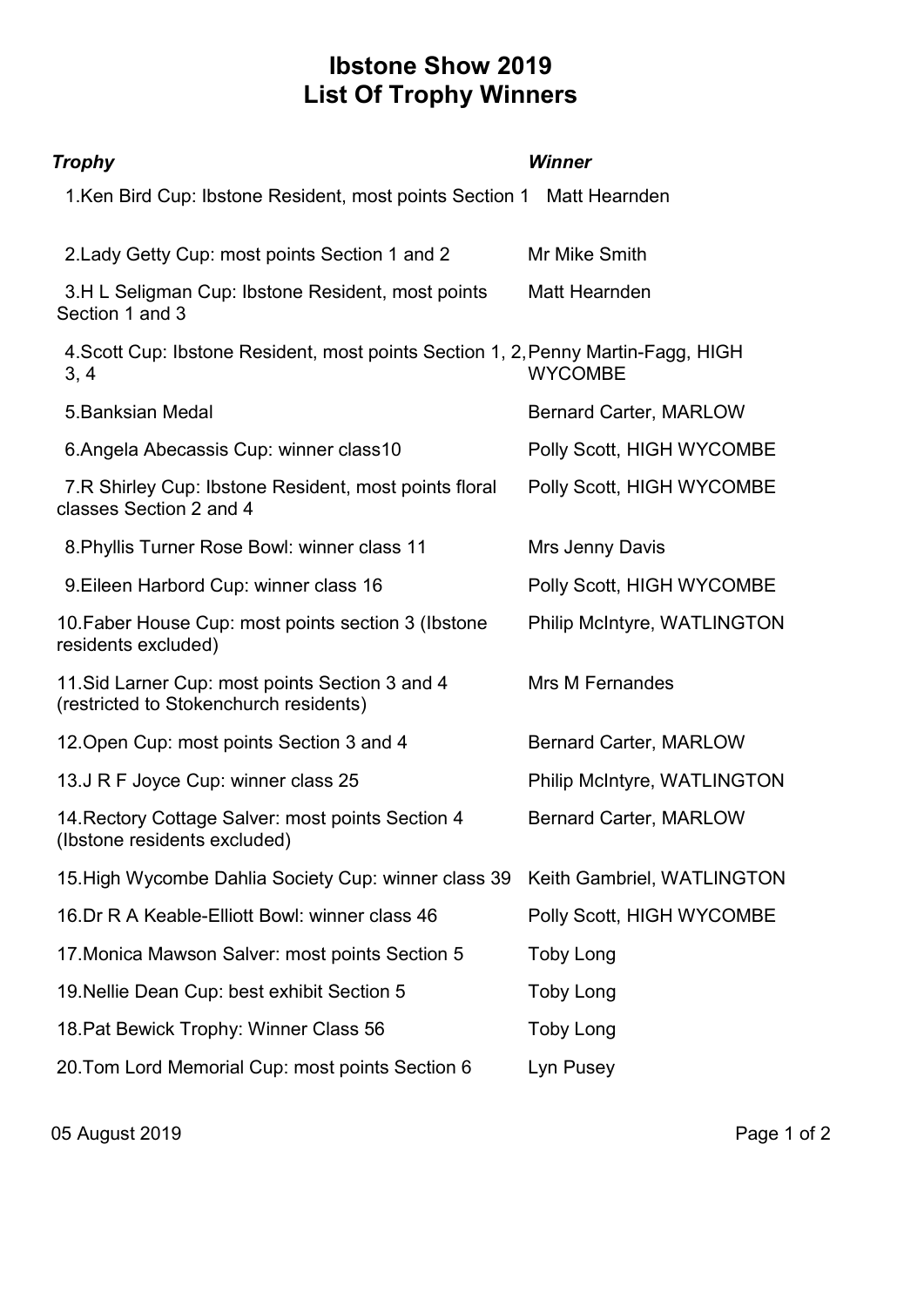# Ibstone Show 2019
# List Of Trophy Winners

| *Trophy* | *Winner* |
| --- | --- |
| 1.Ken Bird Cup: Ibstone Resident, most points Section 1 | Matt Hearnden |
| 2.Lady Getty Cup: most points Section 1 and 2 | Mr Mike Smith |
| 3.H L Seligman Cup: Ibstone Resident, most points Section 1 and 3 | Matt Hearnden |
| 4.Scott Cup: Ibstone Resident, most points Section 1, 2, 3, 4 | Penny Martin-Fagg, HIGH WYCOMBE |
| 5.Banksian Medal | Bernard Carter, MARLOW |
| 6.Angela Abecassis Cup: winner class10 | Polly Scott, HIGH WYCOMBE |
| 7.R Shirley Cup: Ibstone Resident, most points floral classes Section 2 and 4 | Polly Scott, HIGH WYCOMBE |
| 8.Phyllis Turner Rose Bowl: winner class 11 | Mrs Jenny Davis |
| 9.Eileen Harbord Cup: winner class 16 | Polly Scott, HIGH WYCOMBE |
| 10.Faber House Cup: most points section 3 (Ibstone residents excluded) | Philip McIntyre, WATLINGTON |
| 11.Sid Larner Cup: most points Section 3 and 4 (restricted to Stokenchurch residents) | Mrs M Fernandes |
| 12.Open Cup: most points Section 3 and 4 | Bernard Carter, MARLOW |
| 13.J R F Joyce Cup: winner class 25 | Philip McIntyre, WATLINGTON |
| 14.Rectory Cottage Salver: most points Section 4 (Ibstone residents excluded) | Bernard Carter, MARLOW |
| 15.High Wycombe Dahlia Society Cup: winner class 39 | Keith Gambriel, WATLINGTON |
| 16.Dr R A Keable-Elliott Bowl: winner class 46 | Polly Scott, HIGH WYCOMBE |
| 17.Monica Mawson Salver: most points Section 5 | Toby Long |
| 19.Nellie Dean Cup: best exhibit Section 5 | Toby Long |
| 18.Pat Bewick Trophy: Winner Class 56 | Toby Long |
| 20.Tom Lord Memorial Cup: most points Section 6 | Lyn Pusey |

05 August 2019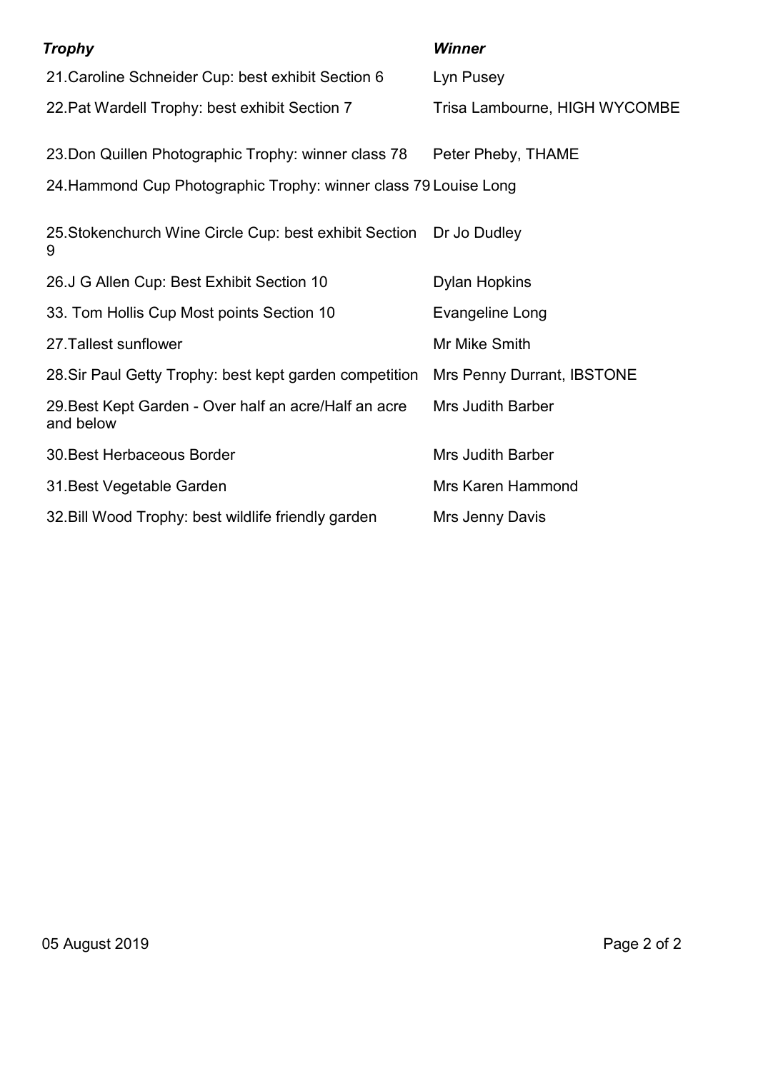| *Trophy* | *Winner* |
| --- | --- |
| 21.Caroline Schneider Cup: best exhibit Section 6 | Lyn Pusey |
| 22.Pat Wardell Trophy: best exhibit Section 7 | Trisa Lambourne, HIGH WYCOMBE |
| 23.Don Quillen Photographic Trophy: winner class 78 | Peter Pheby, THAME |
| 24.Hammond Cup Photographic Trophy: winner class 79 | Louise Long |
| 25.Stokenchurch Wine Circle Cup: best exhibit Section 9 | Dr Jo Dudley |
| 26.J G Allen Cup: Best Exhibit Section 10 | Dylan Hopkins |
| 33. Tom Hollis Cup Most points Section 10 | Evangeline Long |
| 27.Tallest sunflower | Mr Mike Smith |
| 28.Sir Paul Getty Trophy: best kept garden competition | Mrs Penny Durrant, IBSTONE |
| 29.Best Kept Garden - Over half an acre/Half an acre and below | Mrs Judith Barber |
| 30.Best Herbaceous Border | Mrs Judith Barber |
| 31.Best Vegetable Garden | Mrs Karen Hammond |
| 32.Bill Wood Trophy: best wildlife friendly garden | Mrs Jenny Davis |

05 August 2019